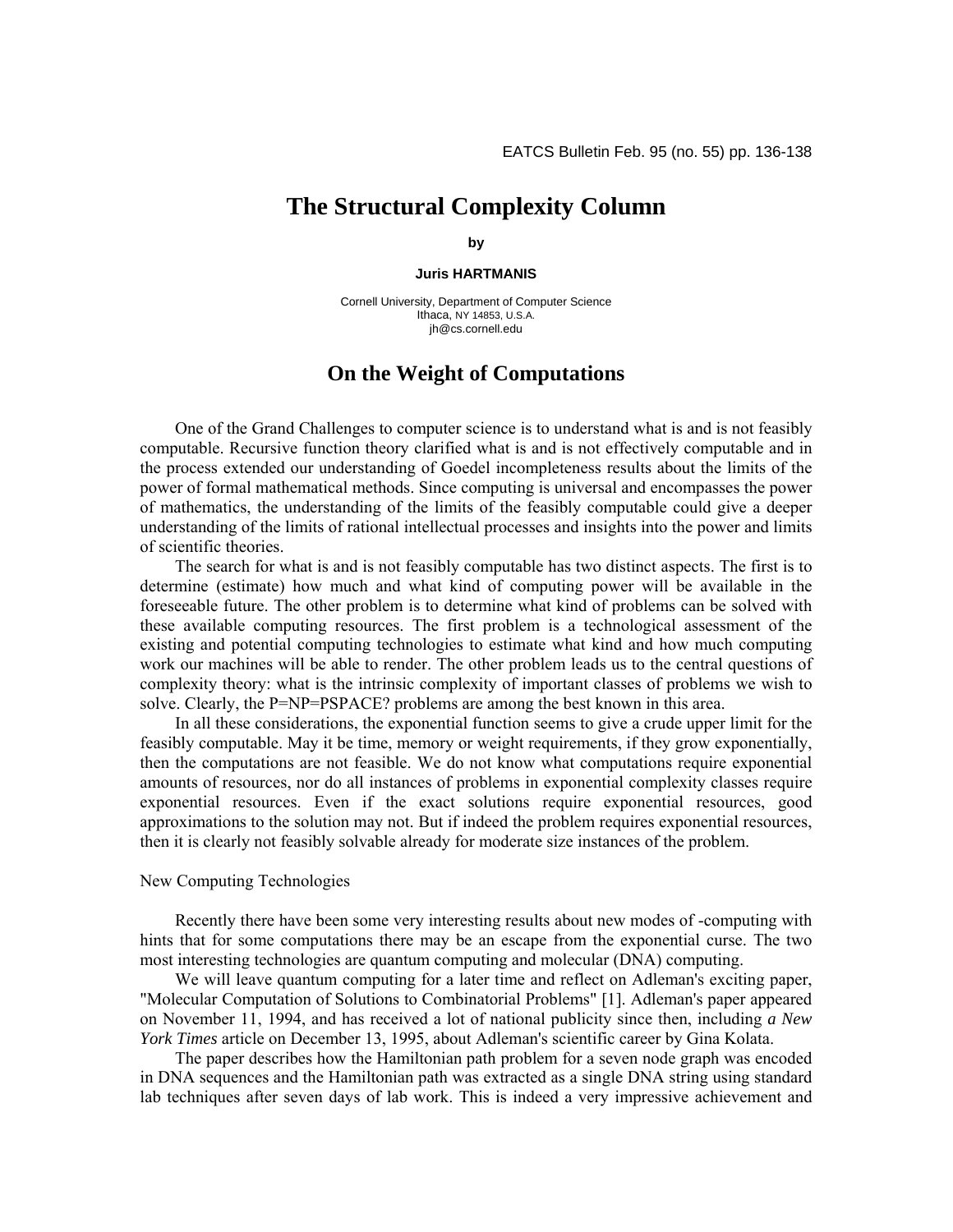# The Structural Complexity Column

**by**

**Juris HARTMANIS**

Cornell University, Department of Computer Science
Ithaca, NY 14853, U.S.A.
jh@cs.cornell.edu

## On the Weight of Computations

One of the Grand Challenges to computer science is to understand what is and is not feasibly computable. Recursive function theory clarified what is and is not effectively computable and in the process extended our understanding of Goedel incompleteness results about the limits of the power of formal mathematical methods. Since computing is universal and encompasses the power of mathematics, the understanding of the limits of the feasibly computable could give a deeper understanding of the limits of rational intellectual processes and insights into the power and limits of scientific theories.

The search for what is and is not feasibly computable has two distinct aspects. The first is to determine (estimate) how much and what kind of computing power will be available in the foreseeable future. The other problem is to determine what kind of problems can be solved with these available computing resources. The first problem is a technological assessment of the existing and potential computing technologies to estimate what kind and how much computing work our machines will be able to render. The other problem leads us to the central questions of complexity theory: what is the intrinsic complexity of important classes of problems we wish to solve. Clearly, the P=NP=PSPACE? problems are among the best known in this area.

In all these considerations, the exponential function seems to give a crude upper limit for the feasibly computable. May it be time, memory or weight requirements, if they grow exponentially, then the computations are not feasible. We do not know what computations require exponential amounts of resources, nor do all instances of problems in exponential complexity classes require exponential resources. Even if the exact solutions require exponential resources, good approximations to the solution may not. But if indeed the problem requires exponential resources, then it is clearly not feasibly solvable already for moderate size instances of the problem.

### New Computing Technologies

Recently there have been some very interesting results about new modes of -computing with hints that for some computations there may be an escape from the exponential curse. The two most interesting technologies are quantum computing and molecular (DNA) computing.

We will leave quantum computing for a later time and reflect on Adleman's exciting paper, "Molecular Computation of Solutions to Combinatorial Problems" [1]. Adleman's paper appeared on November 11, 1994, and has received a lot of national publicity since then, including *a New York Times* article on December 13, 1995, about Adleman's scientific career by Gina Kolata.

The paper describes how the Hamiltonian path problem for a seven node graph was encoded in DNA sequences and the Hamiltonian path was extracted as a single DNA string using standard lab techniques after seven days of lab work. This is indeed a very impressive achievement and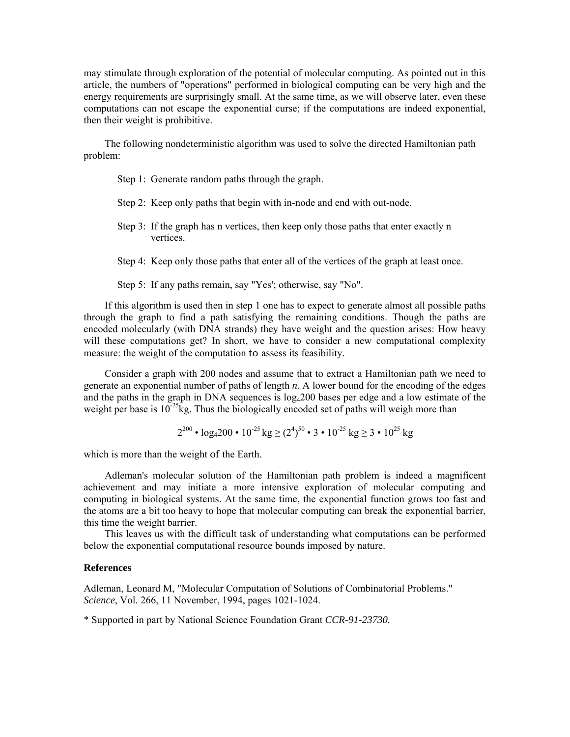may stimulate through exploration of the potential of molecular computing. As pointed out in this article, the numbers of "operations" performed in biological computing can be very high and the energy requirements are surprisingly small. At the same time, as we will observe later, even these computations can not escape the exponential curse; if the computations are indeed exponential, then their weight is prohibitive.

The following nondeterministic algorithm was used to solve the directed Hamiltonian path problem:

Step 1: Generate random paths through the graph.

Step 2: Keep only paths that begin with in-node and end with out-node.

Step 3: If the graph has n vertices, then keep only those paths that enter exactly n vertices.

Step 4: Keep only those paths that enter all of the vertices of the graph at least once.

Step 5: If any paths remain, say "Yes'; otherwise, say "No".

If this algorithm is used then in step 1 one has to expect to generate almost all possible paths through the graph to find a path satisfying the remaining conditions. Though the paths are encoded molecularly (with DNA strands) they have weight and the question arises: How heavy will these computations get? In short, we have to consider a new computational complexity measure: the weight of the computation to assess its feasibility.

Consider a graph with 200 nodes and assume that to extract a Hamiltonian path we need to generate an exponential number of paths of length *n*. A lower bound for the encoding of the edges and the paths in the graph in DNA sequences is $\log_4 200$ bases per edge and a low estimate of the weight per base is $10^{-25}$kg. Thus the biologically encoded set of paths will weigh more than

$$2^{200} \cdot \log_4 200 \cdot 10^{-25}\,\text{kg} \geq (2^4)^{50} \cdot 3 \cdot 10^{-25}\,\text{kg} \geq 3 \cdot 10^{25}\,\text{kg}$$

which is more than the weight of the Earth.

Adleman's molecular solution of the Hamiltonian path problem is indeed a magnificent achievement and may initiate a more intensive exploration of molecular computing and computing in biological systems. At the same time, the exponential function grows too fast and the atoms are a bit too heavy to hope that molecular computing can break the exponential barrier, this time the weight barrier.

This leaves us with the difficult task of understanding what computations can be performed below the exponential computational resource bounds imposed by nature.

### References

Adleman, Leonard M, "Molecular Computation of Solutions of Combinatorial Problems." *Science*, Vol. 266, 11 November, 1994, pages 1021-1024.

\* Supported in part by National Science Foundation Grant *CCR-91-23730.*